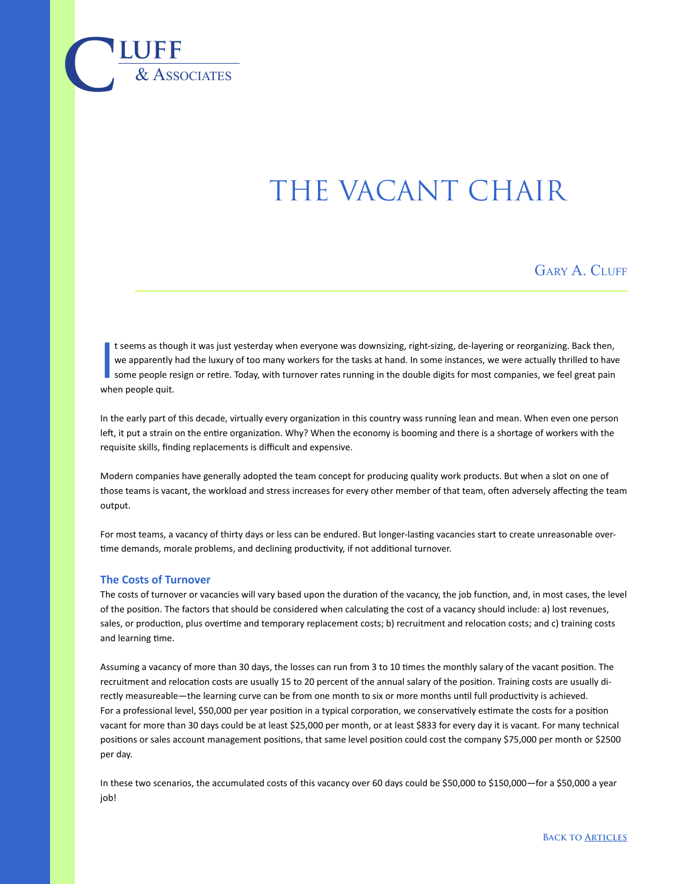CLUFF & ASSOCIATES

# THE VACANT CHAIR

GARY A. CLUFF

It seems as though it was just yesterday when everyone was downsizing, right-sizing, de-layering or reorganizing. Back then, we apparently had the luxury of too many workers for the tasks at hand. In some instances, we were actually thrilled to have some people resign or retire. Today, with turnover rates running in the double digits for most companies, we feel great pain when people quit.

In the early part of this decade, virtually every organization in this country wass running lean and mean. When even one person left, it put a strain on the entire organization. Why? When the economy is booming and there is a shortage of workers with the requisite skills, finding replacements is difficult and expensive.

Modern companies have generally adopted the team concept for producing quality work products. But when a slot on one of those teams is vacant, the workload and stress increases for every other member of that team, often adversely affecting the team output.

For most teams, a vacancy of thirty days or less can be endured. But longer-lasting vacancies start to create unreasonable overtime demands, morale problems, and declining productivity, if not additional turnover.

## The Costs of Turnover

The costs of turnover or vacancies will vary based upon the duration of the vacancy, the job function, and, in most cases, the level of the position. The factors that should be considered when calculating the cost of a vacancy should include: a) lost revenues, sales, or production, plus overtime and temporary replacement costs; b) recruitment and relocation costs; and c) training costs and learning time.

Assuming a vacancy of more than 30 days, the losses can run from 3 to 10 times the monthly salary of the vacant position. The recruitment and relocation costs are usually 15 to 20 percent of the annual salary of the position. Training costs are usually directly measureable—the learning curve can be from one month to six or more months until full productivity is achieved. For a professional level, $50,000 per year position in a typical corporation, we conservatively estimate the costs for a position vacant for more than 30 days could be at least $25,000 per month, or at least $833 for every day it is vacant. For many technical positions or sales account management positions, that same level position could cost the company $75,000 per month or $2500 per day.

In these two scenarios, the accumulated costs of this vacancy over 60 days could be $50,000 to $150,000—for a $50,000 a year job!

BACK TO ARTICLES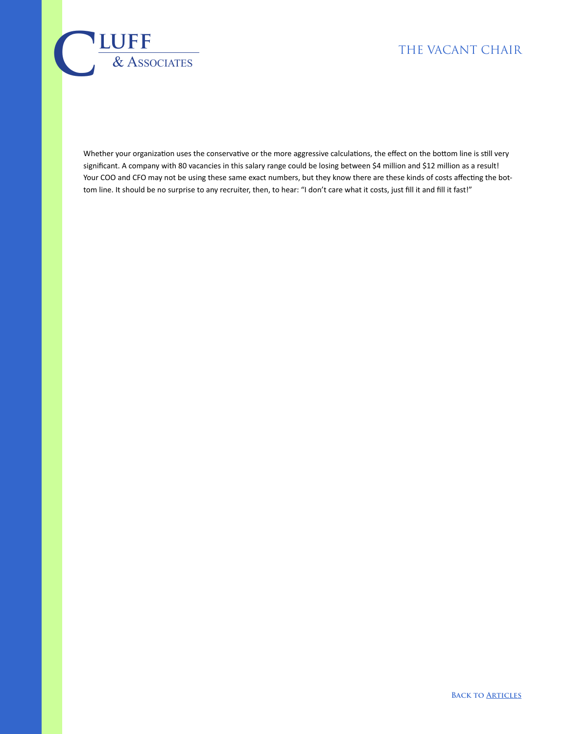Whether your organization uses the conservative or the more aggressive calculations, the effect on the bottom line is still very significant. A company with 80 vacancies in this salary range could be losing between $4 million and $12 million as a result! Your COO and CFO may not be using these same exact numbers, but they know there are these kinds of costs affecting the bottom line. It should be no surprise to any recruiter, then, to hear: "I don't care what it costs, just fill it and fill it fast!"

**Back to Articles**